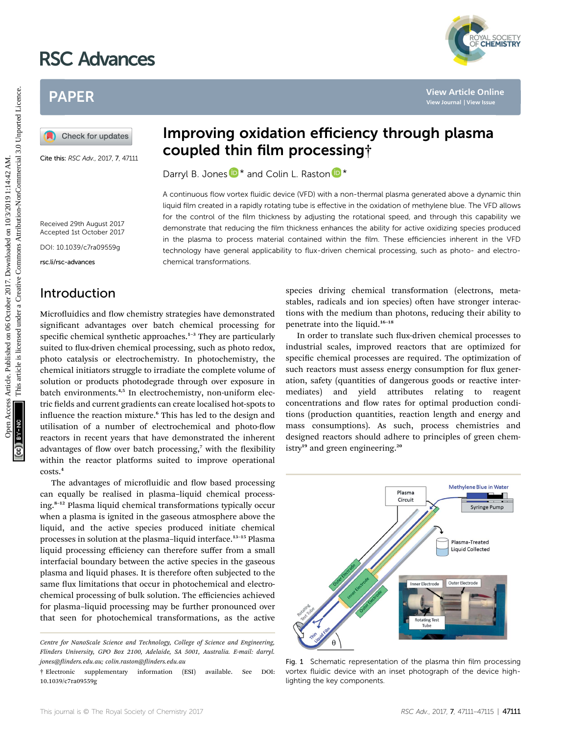# Improving oxidation efficiency through plasma coupled thin film processing†

Darryl B. Jones * and Colin L. Raston *

Cite this: *RSC Adv.*, 2017, 7, 47111

Received 29th August 2017
Accepted 1st October 2017

DOI: 10.1039/c7ra09559g

rsc.li/rsc-advances

A continuous flow vortex fluidic device (VFD) with a non-thermal plasma generated above a dynamic thin liquid film created in a rapidly rotating tube is effective in the oxidation of methylene blue. The VFD allows for the control of the film thickness by adjusting the rotational speed, and through this capability we demonstrate that reducing the film thickness enhances the ability for active oxidizing species produced in the plasma to process material contained within the film. These efficiencies inherent in the VFD technology have general applicability to flux-driven chemical processing, such as photo- and electrochemical transformations.

## Introduction

Microfluidics and flow chemistry strategies have demonstrated significant advantages over batch chemical processing for specific chemical synthetic approaches.[1–3] They are particularly suited to flux-driven chemical processing, such as photo redox, photo catalysis or electrochemistry. In photochemistry, the chemical initiators struggle to irradiate the complete volume of solution or products photodegrade through over exposure in batch environments.[4,5] In electrochemistry, non-uniform electric fields and current gradients can create localised hot-spots to influence the reaction mixture.[6] This has led to the design and utilisation of a number of electrochemical and photo-flow reactors in recent years that have demonstrated the inherent advantages of flow over batch processing,[7] with the flexibility within the reactor platforms suited to improve operational costs.[4]

The advantages of microfluidic and flow based processing can equally be realised in plasma–liquid chemical processing.[8–12] Plasma liquid chemical transformations typically occur when a plasma is ignited in the gaseous atmosphere above the liquid, and the active species produced initiate chemical processes in solution at the plasma–liquid interface.[13–15] Plasma liquid processing efficiency can therefore suffer from a small interfacial boundary between the active species in the gaseous plasma and liquid phases. It is therefore often subjected to the same flux limitations that occur in photochemical and electrochemical processing of bulk solution. The efficiencies achieved for plasma–liquid processing may be further pronounced over that seen for photochemical transformations, as the active species driving chemical transformation (electrons, metastables, radicals and ion species) often have stronger interactions with the medium than photons, reducing their ability to penetrate into the liquid.[16–18]

In order to translate such flux-driven chemical processes to industrial scales, improved reactors that are optimized for specific chemical processes are required. The optimization of such reactors must assess energy consumption for flux generation, safety (quantities of dangerous goods or reactive intermediates) and yield attributes relating to reagent concentrations and flow rates for optimal production conditions (production quantities, reaction length and energy and mass consumptions). As such, process chemistries and designed reactors should adhere to principles of green chemistry[19] and green engineering.[20]

Fig. 1 Schematic representation of the plasma thin film processing vortex fluidic device with an inset photograph of the device highlighting the key components.

*Centre for NanoScale Science and Technology, College of Science and Engineering, Flinders University, GPO Box 2100, Adelaide, SA 5001, Australia. E-mail: darryl.jones@flinders.edu.au; colin.raston@flinders.edu.au*

† Electronic supplementary information (ESI) available. See DOI: 10.1039/c7ra09559g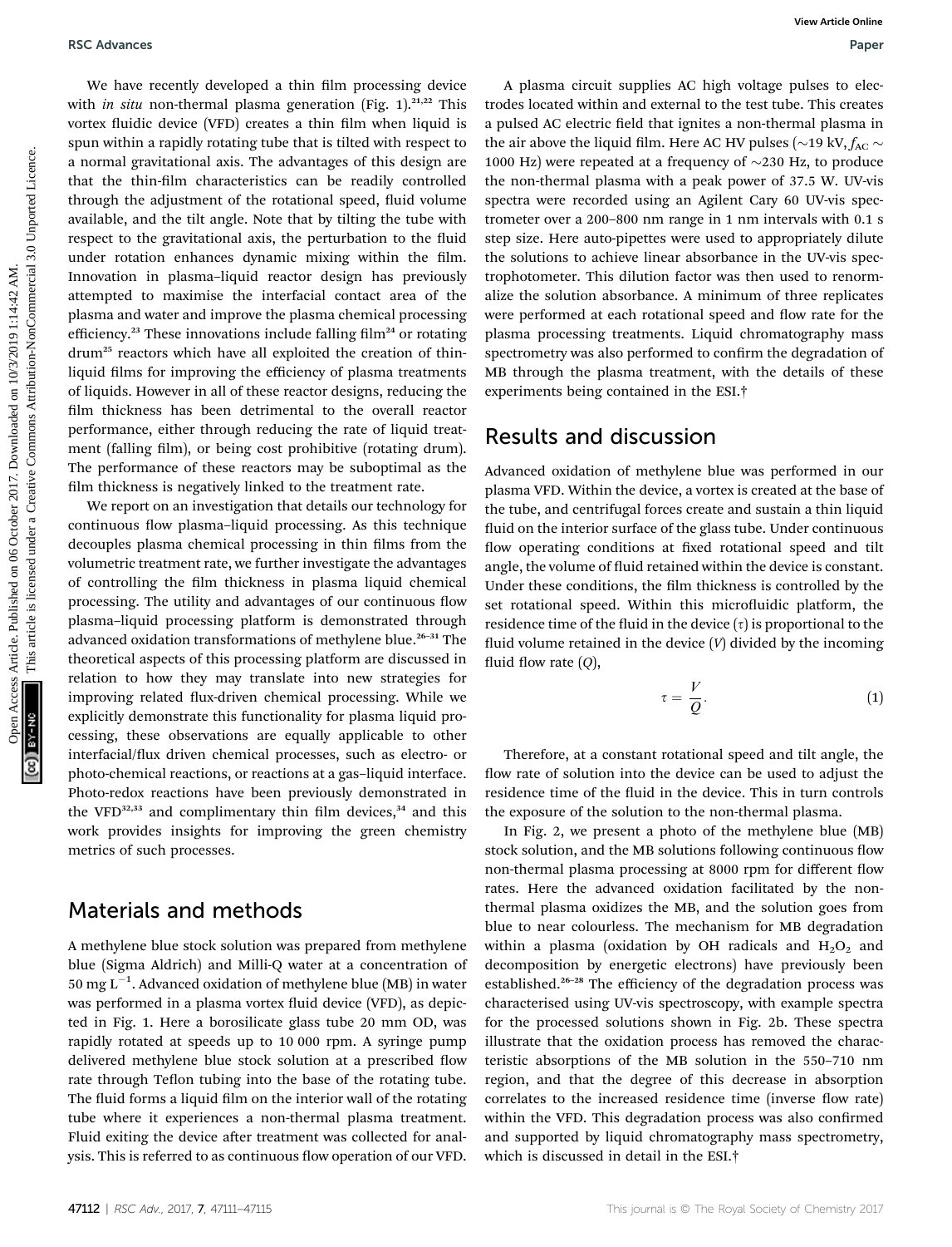We have recently developed a thin film processing device with *in situ* non-thermal plasma generation (Fig. 1).[21,22] This vortex fluidic device (VFD) creates a thin film when liquid is spun within a rapidly rotating tube that is tilted with respect to a normal gravitational axis. The advantages of this design are that the thin-film characteristics can be readily controlled through the adjustment of the rotational speed, fluid volume available, and the tilt angle. Note that by tilting the tube with respect to the gravitational axis, the perturbation to the fluid under rotation enhances dynamic mixing within the film. Innovation in plasma–liquid reactor design has previously attempted to maximise the interfacial contact area of the plasma and water and improve the plasma chemical processing efficiency.[23] These innovations include falling film[24] or rotating drum[25] reactors which have all exploited the creation of thin-liquid films for improving the efficiency of plasma treatments of liquids. However in all of these reactor designs, reducing the film thickness has been detrimental to the overall reactor performance, either through reducing the rate of liquid treatment (falling film), or being cost prohibitive (rotating drum). The performance of these reactors may be suboptimal as the film thickness is negatively linked to the treatment rate.

We report on an investigation that details our technology for continuous flow plasma–liquid processing. As this technique decouples plasma chemical processing in thin films from the volumetric treatment rate, we further investigate the advantages of controlling the film thickness in plasma liquid chemical processing. The utility and advantages of our continuous flow plasma–liquid processing platform is demonstrated through advanced oxidation transformations of methylene blue.[26–31] The theoretical aspects of this processing platform are discussed in relation to how they may translate into new strategies for improving related flux-driven chemical processing. While we explicitly demonstrate this functionality for plasma liquid processing, these observations are equally applicable to other interfacial/flux driven chemical processes, such as electro- or photo-chemical reactions, or reactions at a gas–liquid interface. Photo-redox reactions have been previously demonstrated in the VFD[32,33] and complimentary thin film devices,[34] and this work provides insights for improving the green chemistry metrics of such processes.

## Materials and methods

A methylene blue stock solution was prepared from methylene blue (Sigma Aldrich) and Milli-Q water at a concentration of 50 mg $L^{-1}$. Advanced oxidation of methylene blue (MB) in water was performed in a plasma vortex fluid device (VFD), as depicted in Fig. 1. Here a borosilicate glass tube 20 mm OD, was rapidly rotated at speeds up to 10 000 rpm. A syringe pump delivered methylene blue stock solution at a prescribed flow rate through Teflon tubing into the base of the rotating tube. The fluid forms a liquid film on the interior wall of the rotating tube where it experiences a non-thermal plasma treatment. Fluid exiting the device after treatment was collected for analysis. This is referred to as continuous flow operation of our VFD.

A plasma circuit supplies AC high voltage pulses to electrodes located within and external to the test tube. This creates a pulsed AC electric field that ignites a non-thermal plasma in the air above the liquid film. Here AC HV pulses (~19 kV, $f_{AC}$ ~ 1000 Hz) were repeated at a frequency of ~230 Hz, to produce the non-thermal plasma with a peak power of 37.5 W. UV-vis spectra were recorded using an Agilent Cary 60 UV-vis spectrometer over a 200–800 nm range in 1 nm intervals with 0.1 s step size. Here auto-pipettes were used to appropriately dilute the solutions to achieve linear absorbance in the UV-vis spectrophotometer. This dilution factor was then used to renormalize the solution absorbance. A minimum of three replicates were performed at each rotational speed and flow rate for the plasma processing treatments. Liquid chromatography mass spectrometry was also performed to confirm the degradation of MB through the plasma treatment, with the details of these experiments being contained in the ESI.†

## Results and discussion

Advanced oxidation of methylene blue was performed in our plasma VFD. Within the device, a vortex is created at the base of the tube, and centrifugal forces create and sustain a thin liquid fluid on the interior surface of the glass tube. Under continuous flow operating conditions at fixed rotational speed and tilt angle, the volume of fluid retained within the device is constant. Under these conditions, the film thickness is controlled by the set rotational speed. Within this microfluidic platform, the residence time of the fluid in the device ($\tau$) is proportional to the fluid volume retained in the device ($V$) divided by the incoming fluid flow rate ($Q$),

$$\tau = \frac{V}{Q}. \tag{1}$$

Therefore, at a constant rotational speed and tilt angle, the flow rate of solution into the device can be used to adjust the residence time of the fluid in the device. This in turn controls the exposure of the solution to the non-thermal plasma.

In Fig. 2, we present a photo of the methylene blue (MB) stock solution, and the MB solutions following continuous flow non-thermal plasma processing at 8000 rpm for different flow rates. Here the advanced oxidation facilitated by the non-thermal plasma oxidizes the MB, and the solution goes from blue to near colourless. The mechanism for MB degradation within a plasma (oxidation by OH radicals and $H_2O_2$ and decomposition by energetic electrons) have previously been established.[26–28] The efficiency of the degradation process was characterised using UV-vis spectroscopy, with example spectra for the processed solutions shown in Fig. 2b. These spectra illustrate that the oxidation process has removed the characteristic absorptions of the MB solution in the 550–710 nm region, and that the degree of this decrease in absorption correlates to the increased residence time (inverse flow rate) within the VFD. This degradation process was also confirmed and supported by liquid chromatography mass spectrometry, which is discussed in detail in the ESI.†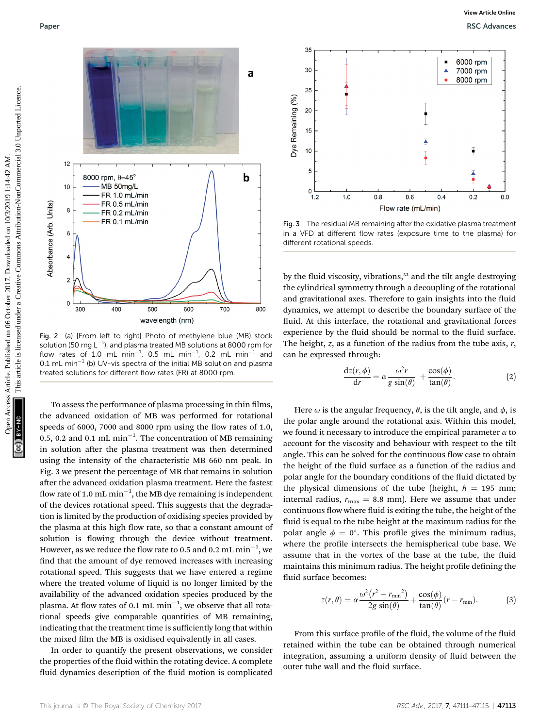Fig. 2 (a) [From left to right] Photo of methylene blue (MB) stock solution (50 mg L$^{-1}$), and plasma treated MB solutions at 8000 rpm for flow rates of 1.0 mL min$^{-1}$, 0.5 mL min$^{-1}$, 0.2 mL min$^{-1}$ and 0.1 mL min$^{-1}$ (b) UV-vis spectra of the initial MB solution and plasma treated solutions for different flow rates (FR) at 8000 rpm.

To assess the performance of plasma processing in thin films, the advanced oxidation of MB was performed for rotational speeds of 6000, 7000 and 8000 rpm using the flow rates of 1.0, 0.5, 0.2 and 0.1 mL min$^{-1}$. The concentration of MB remaining in solution after the plasma treatment was then determined using the intensity of the characteristic MB 660 nm peak. In Fig. 3 we present the percentage of MB that remains in solution after the advanced oxidation plasma treatment. Here the fastest flow rate of 1.0 mL min$^{-1}$, the MB dye remaining is independent of the devices rotational speed. This suggests that the degradation is limited by the production of oxidising species provided by the plasma at this high flow rate, so that a constant amount of solution is flowing through the device without treatment. However, as we reduce the flow rate to 0.5 and 0.2 mL min$^{-1}$, we find that the amount of dye removed increases with increasing rotational speed. This suggests that we have entered a regime where the treated volume of liquid is no longer limited by the availability of the advanced oxidation species produced by the plasma. At flow rates of 0.1 mL min$^{-1}$, we observe that all rotational speeds give comparable quantities of MB remaining, indicating that the treatment time is sufficiently long that within the mixed film the MB is oxidised equivalently in all cases.

In order to quantify the present observations, we consider the properties of the fluid within the rotating device. A complete fluid dynamics description of the fluid motion is complicated

Fig. 3 The residual MB remaining after the oxidative plasma treatment in a VFD at different flow rates (exposure time to the plasma) for different rotational speeds.

by the fluid viscosity, vibrations,[33] and the tilt angle destroying the cylindrical symmetry through a decoupling of the rotational and gravitational axes. Therefore to gain insights into the fluid dynamics, we attempt to describe the boundary surface of the fluid. At this interface, the rotational and gravitational forces experience by the fluid should be normal to the fluid surface. The height, $z$, as a function of the radius from the tube axis, $r$, can be expressed through:

$$\frac{\mathrm{d}z(r,\phi)}{\mathrm{d}r} = \alpha\frac{\omega^2 r}{g\,\sin(\theta)} + \frac{\cos(\phi)}{\tan(\theta)}. \tag{2}$$

Here $\omega$ is the angular frequency, $\theta$, is the tilt angle, and $\phi$, is the polar angle around the rotational axis. Within this model, we found it necessary to introduce the empirical parameter $\alpha$ to account for the viscosity and behaviour with respect to the tilt angle. This can be solved for the continuous flow case to obtain the height of the fluid surface as a function of the radius and polar angle for the boundary conditions of the fluid dictated by the physical dimensions of the tube (height, $h$ = 195 mm; internal radius, $r_{max}$ = 8.8 mm). Here we assume that under continuous flow where fluid is exiting the tube, the height of the fluid is equal to the tube height at the maximum radius for the polar angle $\phi$ = 0°. This profile gives the minimum radius, where the profile intersects the hemispherical tube base. We assume that in the vortex of the base at the tube, the fluid maintains this minimum radius. The height profile defining the fluid surface becomes:

$$z(r,\theta) = \alpha\frac{\omega^2\left(r^2 - {r_{min}}^2\right)}{2g\,\sin(\theta)} + \frac{\cos(\phi)}{\tan(\theta)}(r - r_{min}). \tag{3}$$

From this surface profile of the fluid, the volume of the fluid retained within the tube can be obtained through numerical integration, assuming a uniform density of fluid between the outer tube wall and the fluid surface.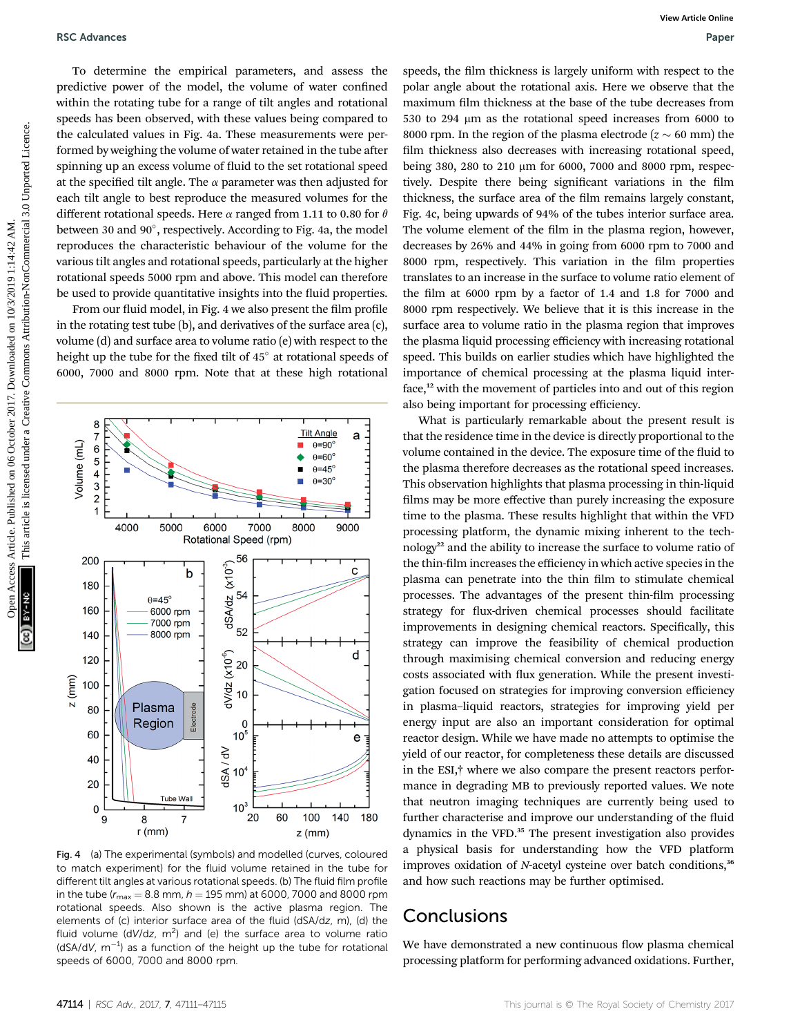To determine the empirical parameters, and assess the predictive power of the model, the volume of water confined within the rotating tube for a range of tilt angles and rotational speeds has been observed, with these values being compared to the calculated values in Fig. 4a. These measurements were performed by weighing the volume of water retained in the tube after spinning up an excess volume of fluid to the set rotational speed at the specified tilt angle. The $\alpha$ parameter was then adjusted for each tilt angle to best reproduce the measured volumes for the different rotational speeds. Here $\alpha$ ranged from 1.11 to 0.80 for $\theta$ between 30 and 90°, respectively. According to Fig. 4a, the model reproduces the characteristic behaviour of the volume for the various tilt angles and rotational speeds, particularly at the higher rotational speeds 5000 rpm and above. This model can therefore be used to provide quantitative insights into the fluid properties.

From our fluid model, in Fig. 4 we also present the film profile in the rotating test tube (b), and derivatives of the surface area (c), volume (d) and surface area to volume ratio (e) with respect to the height up the tube for the fixed tilt of 45° at rotational speeds of 6000, 7000 and 8000 rpm. Note that at these high rotational speeds, the film thickness is largely uniform with respect to the polar angle about the rotational axis. Here we observe that the maximum film thickness at the base of the tube decreases from 530 to 294 μm as the rotational speed increases from 6000 to 8000 rpm. In the region of the plasma electrode ($z \sim 60$ mm) the film thickness also decreases with increasing rotational speed, being 380, 280 to 210 μm for 6000, 7000 and 8000 rpm, respectively. Despite there being significant variations in the film thickness, the surface area of the film remains largely constant, Fig. 4c, being upwards of 94% of the tubes interior surface area. The volume element of the film in the plasma region, however, decreases by 26% and 44% in going from 6000 rpm to 7000 and 8000 rpm, respectively. This variation in the film properties translates to an increase in the surface to volume ratio element of the film at 6000 rpm by a factor of 1.4 and 1.8 for 7000 and 8000 rpm respectively. We believe that it is this increase in the surface area to volume ratio in the plasma region that improves the plasma liquid processing efficiency with increasing rotational speed. This builds on earlier studies which have highlighted the importance of chemical processing at the plasma liquid interface,[12] with the movement of particles into and out of this region also being important for processing efficiency.

What is particularly remarkable about the present result is that the residence time in the device is directly proportional to the volume contained in the device. The exposure time of the fluid to the plasma therefore decreases as the rotational speed increases. This observation highlights that plasma processing in thin-liquid films may be more effective than purely increasing the exposure time to the plasma. These results highlight that within the VFD processing platform, the dynamic mixing inherent to the technology[22] and the ability to increase the surface to volume ratio of the thin-film increases the efficiency in which active species in the plasma can penetrate into the thin film to stimulate chemical processes. The advantages of the present thin-film processing strategy for flux-driven chemical processes should facilitate improvements in designing chemical reactors. Specifically, this strategy can improve the feasibility of chemical production through maximising chemical conversion and reducing energy costs associated with flux generation. While the present investigation focused on strategies for improving conversion efficiency in plasma–liquid reactors, strategies for improving yield per energy input are also an important consideration for optimal reactor design. While we have made no attempts to optimise the yield of our reactor, for completeness these details are discussed in the ESI,† where we also compare the present reactors performance in degrading MB to previously reported values. We note that neutron imaging techniques are currently being used to further characterise and improve our understanding of the fluid dynamics in the VFD.[35] The present investigation also provides a physical basis for understanding how the VFD platform improves oxidation of *N*-acetyl cysteine over batch conditions,[36] and how such reactions may be further optimised.

Fig. 4 (a) The experimental (symbols) and modelled (curves, coloured to match experiment) for the fluid volume retained in the tube for different tilt angles at various rotational speeds. (b) The fluid film profile in the tube ($r_{max} = 8.8$ mm, $h = 195$ mm) at 6000, 7000 and 8000 rpm rotational speeds. Also shown is the active plasma region. The elements of (c) interior surface area of the fluid (dSA/d$z$, m), (d) the fluid volume (d$V$/d$z$, $m^2$) and (e) the surface area to volume ratio (dSA/d$V$, $m^{-1}$) as a function of the height up the tube for rotational speeds of 6000, 7000 and 8000 rpm.

## Conclusions

We have demonstrated a new continuous flow plasma chemical processing platform for performing advanced oxidations. Further,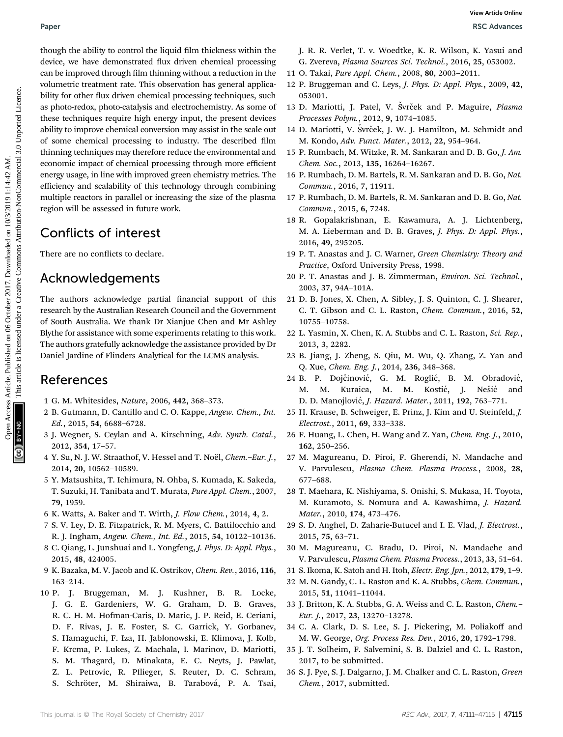though the ability to control the liquid film thickness within the device, we have demonstrated flux driven chemical processing can be improved through film thinning without a reduction in the volumetric treatment rate. This observation has general applicability for other flux driven chemical processing techniques, such as photo-redox, photo-catalysis and electrochemistry. As some of these techniques require high energy input, the present devices ability to improve chemical conversion may assist in the scale out of some chemical processing to industry. The described film thinning techniques may therefore reduce the environmental and economic impact of chemical processing through more efficient energy usage, in line with improved green chemistry metrics. The efficiency and scalability of this technology through combining multiple reactors in parallel or increasing the size of the plasma region will be assessed in future work.

## Conflicts of interest

There are no conflicts to declare.

## Acknowledgements

The authors acknowledge partial financial support of this research by the Australian Research Council and the Government of South Australia. We thank Dr Xianjue Chen and Mr Ashley Blythe for assistance with some experiments relating to this work. The authors gratefully acknowledge the assistance provided by Dr Daniel Jardine of Flinders Analytical for the LCMS analysis.

## References

1. G. M. Whitesides, *Nature*, 2006, **442**, 368–373.
2. B. Gutmann, D. Cantillo and C. O. Kappe, *Angew. Chem., Int. Ed.*, 2015, **54**, 6688–6728.
3. J. Wegner, S. Ceylan and A. Kirschning, *Adv. Synth. Catal.*, 2012, **354**, 17–57.
4. Y. Su, N. J. W. Straathof, V. Hessel and T. Noël, *Chem.–Eur. J.*, 2014, **20**, 10562–10589.
5. Y. Matsushita, T. Ichimura, N. Ohba, S. Kumada, K. Sakeda, T. Suzuki, H. Tanibata and T. Murata, *Pure Appl. Chem.*, 2007, **79**, 1959.
6. K. Watts, A. Baker and T. Wirth, *J. Flow Chem.*, 2014, **4**, 2.
7. S. V. Ley, D. E. Fitzpatrick, R. M. Myers, C. Battilocchio and R. J. Ingham, *Angew. Chem., Int. Ed.*, 2015, **54**, 10122–10136.
8. C. Qiang, L. Junshuai and L. Yongfeng, *J. Phys. D: Appl. Phys.*, 2015, **48**, 424005.
9. K. Bazaka, M. V. Jacob and K. Ostrikov, *Chem. Rev.*, 2016, **116**, 163–214.
10. P. J. Bruggeman, M. J. Kushner, B. R. Locke, J. G. E. Gardeniers, W. G. Graham, D. B. Graves, R. C. H. M. Hofman-Caris, D. Maric, J. P. Reid, E. Ceriani, D. F. Rivas, J. E. Foster, S. C. Garrick, Y. Gorbanev, S. Hamaguchi, F. Iza, H. Jablonowski, E. Klimova, J. Kolb, F. Krcma, P. Lukes, Z. Machala, I. Marinov, D. Mariotti, S. M. Thagard, D. Minakata, E. C. Neyts, J. Pawlat, Z. L. Petrovic, R. Pflieger, S. Reuter, D. C. Schram, S. Schröter, M. Shiraiwa, B. Tarabová, P. A. Tsai, J. R. R. Verlet, T. v. Woedtke, K. R. Wilson, K. Yasui and G. Zvereva, *Plasma Sources Sci. Technol.*, 2016, **25**, 053002.
11. O. Takai, *Pure Appl. Chem.*, 2008, **80**, 2003–2011.
12. P. Bruggeman and C. Leys, *J. Phys. D: Appl. Phys.*, 2009, **42**, 053001.
13. D. Mariotti, J. Patel, V. Švrček and P. Maguire, *Plasma Processes Polym.*, 2012, **9**, 1074–1085.
14. D. Mariotti, V. Švrček, J. W. J. Hamilton, M. Schmidt and M. Kondo, *Adv. Funct. Mater.*, 2012, **22**, 954–964.
15. P. Rumbach, M. Witzke, R. M. Sankaran and D. B. Go, *J. Am. Chem. Soc.*, 2013, **135**, 16264–16267.
16. P. Rumbach, D. M. Bartels, R. M. Sankaran and D. B. Go, *Nat. Commun.*, 2016, **7**, 11911.
17. P. Rumbach, D. M. Bartels, R. M. Sankaran and D. B. Go, *Nat. Commun.*, 2015, **6**, 7248.
18. R. Gopalakrishnan, E. Kawamura, A. J. Lichtenberg, M. A. Lieberman and D. B. Graves, *J. Phys. D: Appl. Phys.*, 2016, **49**, 295205.
19. P. T. Anastas and J. C. Warner, *Green Chemistry: Theory and Practice*, Oxford University Press, 1998.
20. P. T. Anastas and J. B. Zimmerman, *Environ. Sci. Technol.*, 2003, **37**, 94A–101A.
21. D. B. Jones, X. Chen, A. Sibley, J. S. Quinton, C. J. Shearer, C. T. Gibson and C. L. Raston, *Chem. Commun.*, 2016, **52**, 10755–10758.
22. L. Yasmin, X. Chen, K. A. Stubbs and C. L. Raston, *Sci. Rep.*, 2013, **3**, 2282.
23. B. Jiang, J. Zheng, S. Qiu, M. Wu, Q. Zhang, Z. Yan and Q. Xue, *Chem. Eng. J.*, 2014, **236**, 348–368.
24. B. P. Dojčinović, G. M. Roglić, B. M. Obradović, M. M. Kuraica, M. M. Kostić, J. Nešić and D. D. Manojlović, *J. Hazard. Mater.*, 2011, **192**, 763–771.
25. H. Krause, B. Schweiger, E. Prinz, J. Kim and U. Steinfeld, *J. Electrost.*, 2011, **69**, 333–338.
26. F. Huang, L. Chen, H. Wang and Z. Yan, *Chem. Eng. J.*, 2010, **162**, 250–256.
27. M. Magureanu, D. Piroi, F. Gherendi, N. Mandache and V. Parvulescu, *Plasma Chem. Plasma Process.*, 2008, **28**, 677–688.
28. T. Maehara, K. Nishiyama, S. Onishi, S. Mukasa, H. Toyota, M. Kuramoto, S. Nomura and A. Kawashima, *J. Hazard. Mater.*, 2010, **174**, 473–476.
29. S. D. Anghel, D. Zaharie-Butucel and I. E. Vlad, *J. Electrost.*, 2015, **75**, 63–71.
30. M. Magureanu, C. Bradu, D. Piroi, N. Mandache and V. Parvulescu, *Plasma Chem. Plasma Process.*, 2013, **33**, 51–64.
31. S. Ikoma, K. Satoh and H. Itoh, *Electr. Eng. Jpn.*, 2012, **179**, 1–9.
32. M. N. Gandy, C. L. Raston and K. A. Stubbs, *Chem. Commun.*, 2015, **51**, 11041–11044.
33. J. Britton, K. A. Stubbs, G. A. Weiss and C. L. Raston, *Chem.–Eur. J.*, 2017, **23**, 13270–13278.
34. C. A. Clark, D. S. Lee, S. J. Pickering, M. Poliakoff and M. W. George, *Org. Process Res. Dev.*, 2016, **20**, 1792–1798.
35. J. T. Solheim, F. Salvemini, S. B. Dalziel and C. L. Raston, 2017, to be submitted.
36. S. J. Pye, S. J. Dalgarno, J. M. Chalker and C. L. Raston, *Green Chem.*, 2017, submitted.